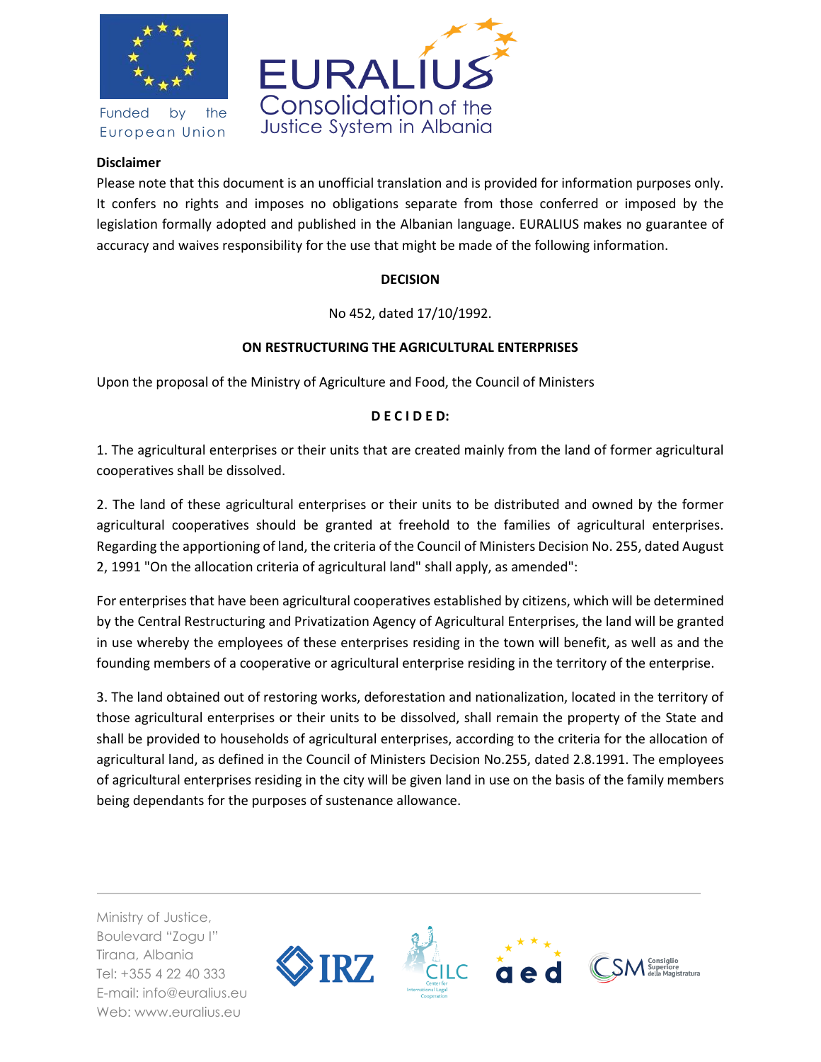**Disclaimer**

Please note that this document is an unofficial translation and is provided for information purposes only. It confers no rights and imposes no obligations separate from those conferred or imposed by the legislation formally adopted and published in the Albanian language. EURALIUS makes no guarantee of accuracy and waives responsibility for the use that might be made of the following information.

**DECISION**

No 452, dated 17/10/1992.

**ON RESTRUCTURING THE AGRICULTURAL ENTERPRISES**

Upon the proposal of the Ministry of Agriculture and Food, the Council of Ministers

**D E C I D E D:**

1. The agricultural enterprises or their units that are created mainly from the land of former agricultural cooperatives shall be dissolved.

2. The land of these agricultural enterprises or their units to be distributed and owned by the former agricultural cooperatives should be granted at freehold to the families of agricultural enterprises. Regarding the apportioning of land, the criteria of the Council of Ministers Decision No. 255, dated August 2, 1991 "On the allocation criteria of agricultural land" shall apply, as amended":

For enterprises that have been agricultural cooperatives established by citizens, which will be determined by the Central Restructuring and Privatization Agency of Agricultural Enterprises, the land will be granted in use whereby the employees of these enterprises residing in the town will benefit, as well as and the founding members of a cooperative or agricultural enterprise residing in the territory of the enterprise.

3. The land obtained out of restoring works, deforestation and nationalization, located in the territory of those agricultural enterprises or their units to be dissolved, shall remain the property of the State and shall be provided to households of agricultural enterprises, according to the criteria for the allocation of agricultural land, as defined in the Council of Ministers Decision No.255, dated 2.8.1991. The employees of agricultural enterprises residing in the city will be given land in use on the basis of the family members being dependants for the purposes of sustenance allowance.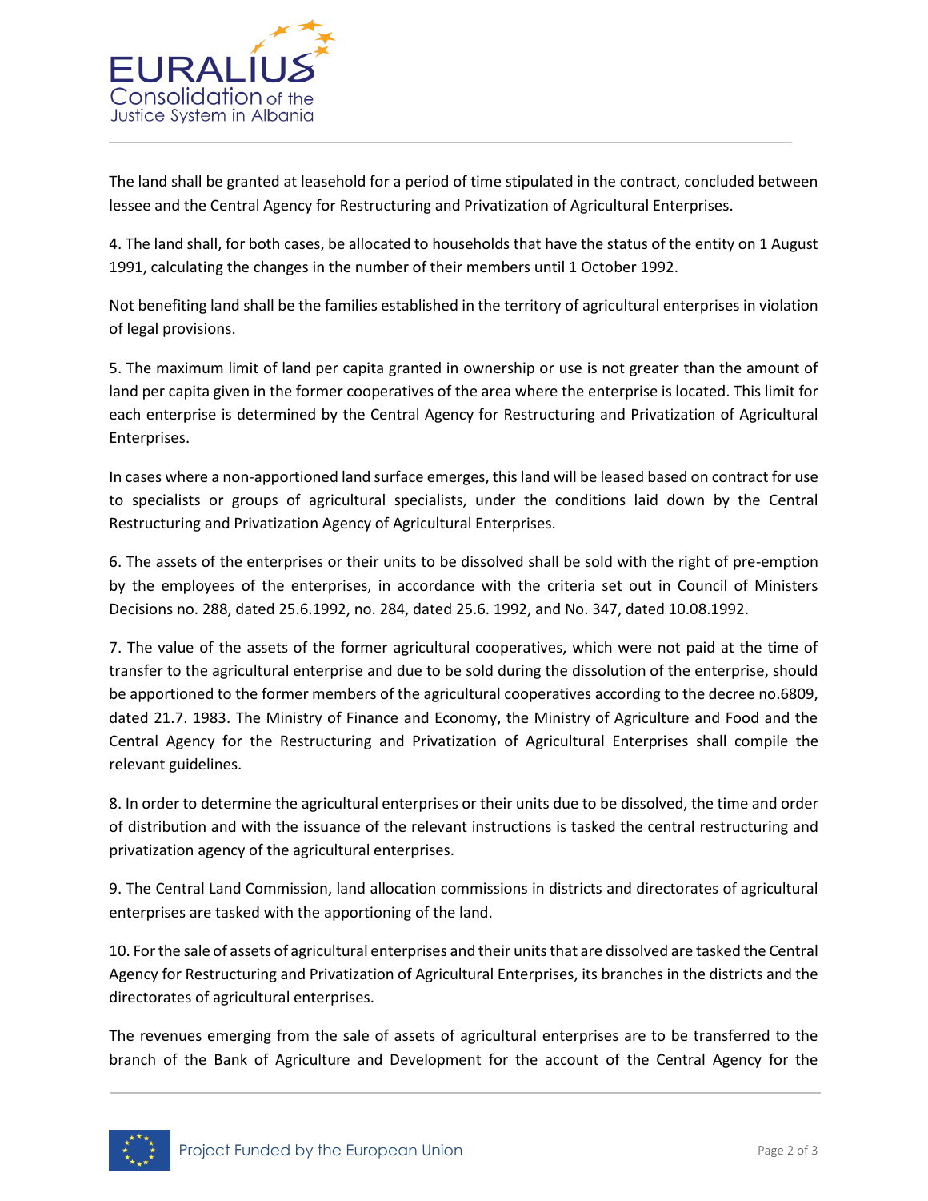The land shall be granted at leasehold for a period of time stipulated in the contract, concluded between lessee and the Central Agency for Restructuring and Privatization of Agricultural Enterprises.

4. The land shall, for both cases, be allocated to households that have the status of the entity on 1 August 1991, calculating the changes in the number of their members until 1 October 1992.

Not benefiting land shall be the families established in the territory of agricultural enterprises in violation of legal provisions.

5. The maximum limit of land per capita granted in ownership or use is not greater than the amount of land per capita given in the former cooperatives of the area where the enterprise is located. This limit for each enterprise is determined by the Central Agency for Restructuring and Privatization of Agricultural Enterprises.

In cases where a non-apportioned land surface emerges, this land will be leased based on contract for use to specialists or groups of agricultural specialists, under the conditions laid down by the Central Restructuring and Privatization Agency of Agricultural Enterprises.

6. The assets of the enterprises or their units to be dissolved shall be sold with the right of pre-emption by the employees of the enterprises, in accordance with the criteria set out in Council of Ministers Decisions no. 288, dated 25.6.1992, no. 284, dated 25.6. 1992, and No. 347, dated 10.08.1992.

7. The value of the assets of the former agricultural cooperatives, which were not paid at the time of transfer to the agricultural enterprise and due to be sold during the dissolution of the enterprise, should be apportioned to the former members of the agricultural cooperatives according to the decree no.6809, dated 21.7. 1983. The Ministry of Finance and Economy, the Ministry of Agriculture and Food and the Central Agency for the Restructuring and Privatization of Agricultural Enterprises shall compile the relevant guidelines.

8. In order to determine the agricultural enterprises or their units due to be dissolved, the time and order of distribution and with the issuance of the relevant instructions is tasked the central restructuring and privatization agency of the agricultural enterprises.

9. The Central Land Commission, land allocation commissions in districts and directorates of agricultural enterprises are tasked with the apportioning of the land.

10. For the sale of assets of agricultural enterprises and their units that are dissolved are tasked the Central Agency for Restructuring and Privatization of Agricultural Enterprises, its branches in the districts and the directorates of agricultural enterprises.

The revenues emerging from the sale of assets of agricultural enterprises are to be transferred to the branch of the Bank of Agriculture and Development for the account of the Central Agency for the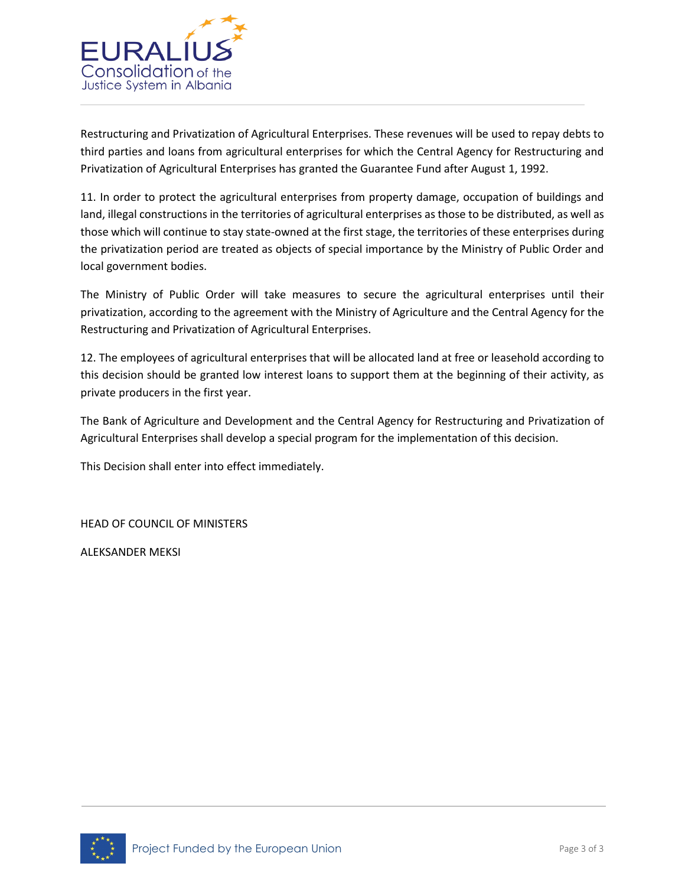Restructuring and Privatization of Agricultural Enterprises. These revenues will be used to repay debts to third parties and loans from agricultural enterprises for which the Central Agency for Restructuring and Privatization of Agricultural Enterprises has granted the Guarantee Fund after August 1, 1992.

11. In order to protect the agricultural enterprises from property damage, occupation of buildings and land, illegal constructions in the territories of agricultural enterprises as those to be distributed, as well as those which will continue to stay state-owned at the first stage, the territories of these enterprises during the privatization period are treated as objects of special importance by the Ministry of Public Order and local government bodies.

The Ministry of Public Order will take measures to secure the agricultural enterprises until their privatization, according to the agreement with the Ministry of Agriculture and the Central Agency for the Restructuring and Privatization of Agricultural Enterprises.

12. The employees of agricultural enterprises that will be allocated land at free or leasehold according to this decision should be granted low interest loans to support them at the beginning of their activity, as private producers in the first year.

The Bank of Agriculture and Development and the Central Agency for Restructuring and Privatization of Agricultural Enterprises shall develop a special program for the implementation of this decision.

This Decision shall enter into effect immediately.

HEAD OF COUNCIL OF MINISTERS

ALEKSANDER MEKSI